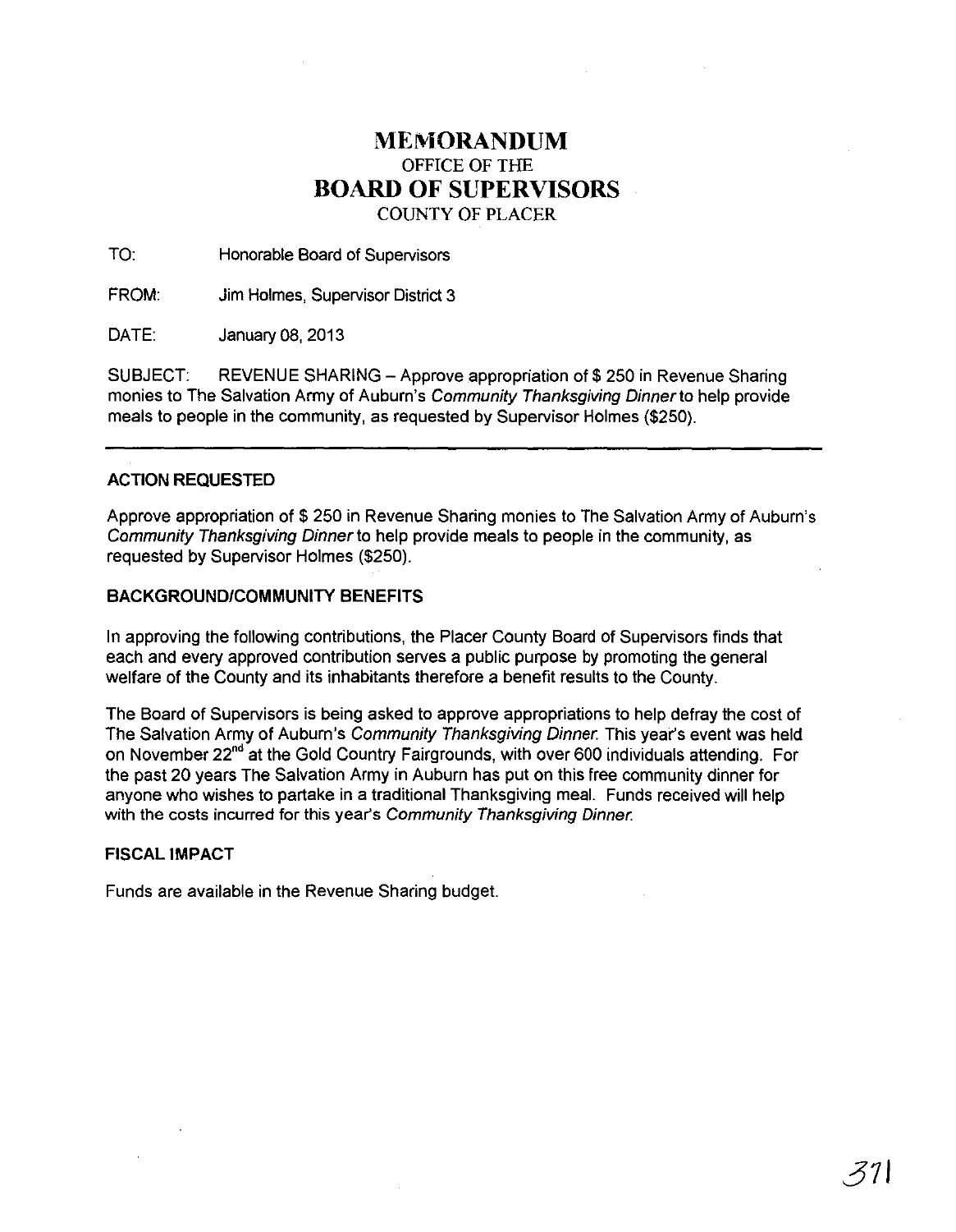# MEMORANDUM

OFFICE OF THE

# BOARD OF SUPERVISORS

COUNTY OF PLACER

TO: Honorable Board of Supervisors

FROM: Jim Holmes, Supervisor District 3

DATE: January 08, 2013

SUBJECT: REVENUE SHARING – Approve appropriation of $ 250 in Revenue Sharing monies to The Salvation Army of Auburn's *Community Thanksgiving Dinner* to help provide meals to people in the community, as requested by Supervisor Holmes ($250).

---

**ACTION REQUESTED**

Approve appropriation of $ 250 in Revenue Sharing monies to The Salvation Army of Auburn's *Community Thanksgiving Dinner* to help provide meals to people in the community, as requested by Supervisor Holmes ($250).

**BACKGROUND/COMMUNITY BENEFITS**

In approving the following contributions, the Placer County Board of Supervisors finds that each and every approved contribution serves a public purpose by promoting the general welfare of the County and its inhabitants therefore a benefit results to the County.

The Board of Supervisors is being asked to approve appropriations to help defray the cost of The Salvation Army of Auburn's *Community Thanksgiving Dinner*. This year's event was held on November 22nd at the Gold Country Fairgrounds, with over 600 individuals attending. For the past 20 years The Salvation Army in Auburn has put on this free community dinner for anyone who wishes to partake in a traditional Thanksgiving meal. Funds received will help with the costs incurred for this year's *Community Thanksgiving Dinner*.

**FISCAL IMPACT**

Funds are available in the Revenue Sharing budget.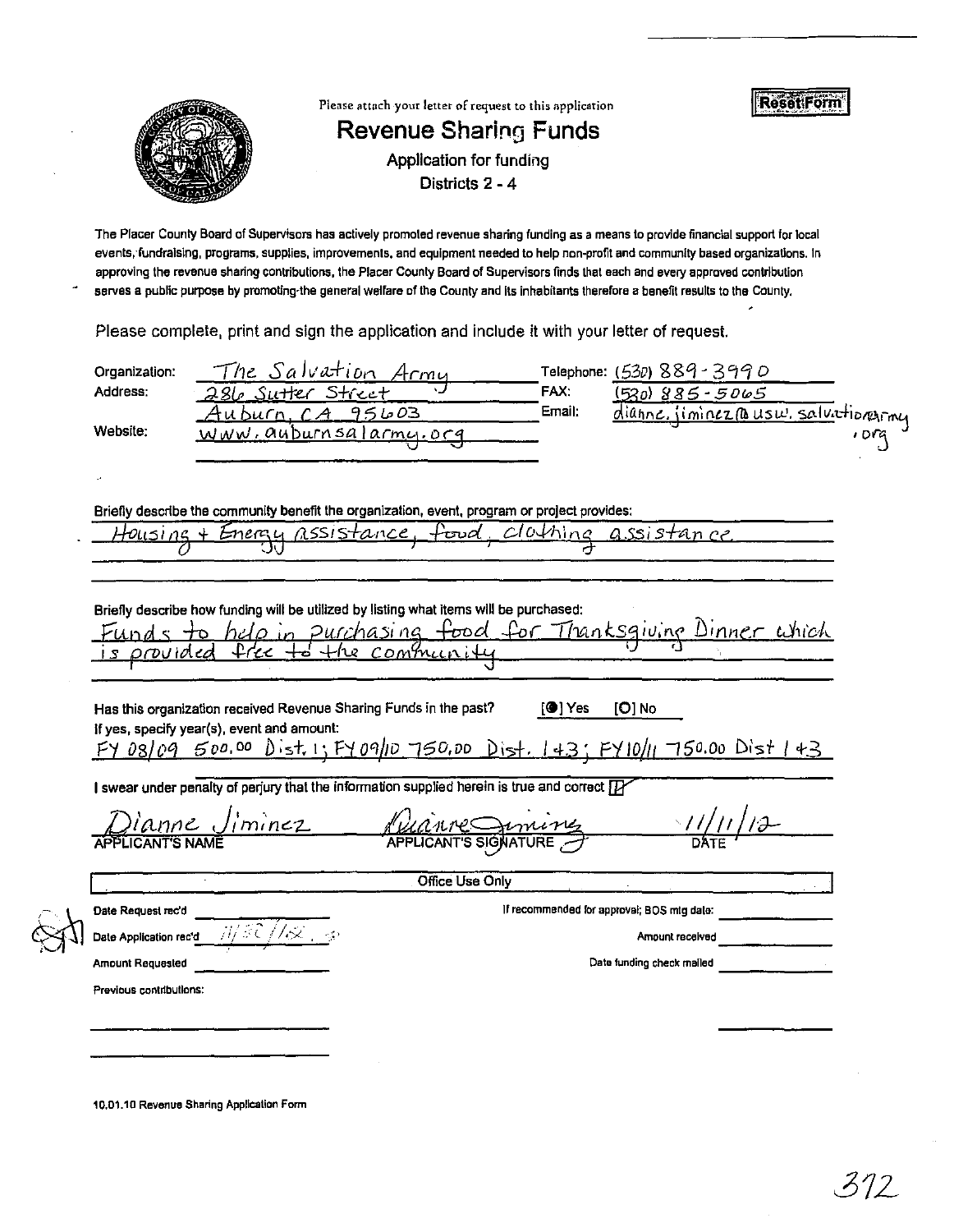Please attach your letter of request to this application

Reset Form

# Revenue Sharing Funds

Application for funding

Districts 2 - 4

The Placer County Board of Supervisors has actively promoted revenue sharing funding as a means to provide financial support for local events, fundraising, programs, supplies, improvements, and equipment needed to help non-profit and community based organizations. In approving the revenue sharing contributions, the Placer County Board of Supervisors finds that each and every approved contribution serves a public purpose by promoting the general welfare of the County and its inhabitants therefore a benefit results to the County.

Please complete, print and sign the application and include it with your letter of request.

Organization: The Salvation Army

Address: 286 Sutter Street
Auburn, CA 95603

Website: www.auburnsalarmy.org

Telephone: (530) 889-3990

FAX: (530) 885-5065

Email: dianne.jiminez@usw.salvationarmy.org

Briefly describe the community benefit the organization, event, program or project provides:

Housing + Energy assistance, food, clothing assistance

Briefly describe how funding will be utilized by listing what items will be purchased:

Funds to help in purchasing food for Thanksgiving Dinner which is provided free to the community

Has this organization received Revenue Sharing Funds in the past? [●] Yes [O] No

If yes, specify year(s), event and amount:

FY 08/09 500.00 Dist. 1; FY 09/10 750.00 Dist. 1+3; FY 10/11 750.00 Dist 1+3

I swear under penalty of perjury that the information supplied herein is true and correct [X]

Dianne Jiminez — APPLICANT'S NAME

[Signature] — APPLICANT'S SIGNATURE

11/11/12 — DATE

**Office Use Only**

Date Request rec'd: ________

Date Application rec'd: 11/30/12

Amount Requested: ________

Previous contributions: ________

If recommended for approval; BOS mtg date: ________

Amount received: ________

Date funding check mailed: ________

10.01.10 Revenue Sharing Application Form